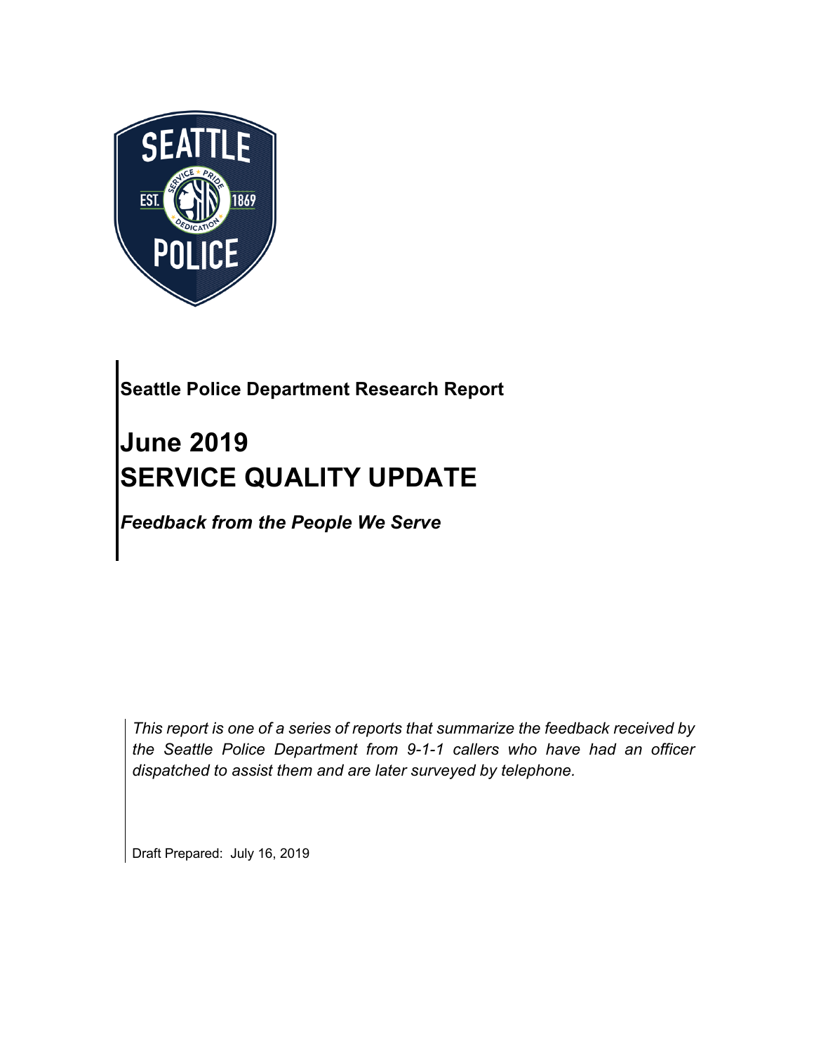**Seattle Police Department Research Report**

# June 2019
# SERVICE QUALITY UPDATE

***Feedback from the People We Serve***

*This report is one of a series of reports that summarize the feedback received by the Seattle Police Department from 9-1-1 callers who have had an officer dispatched to assist them and are later surveyed by telephone.*

Draft Prepared: July 16, 2019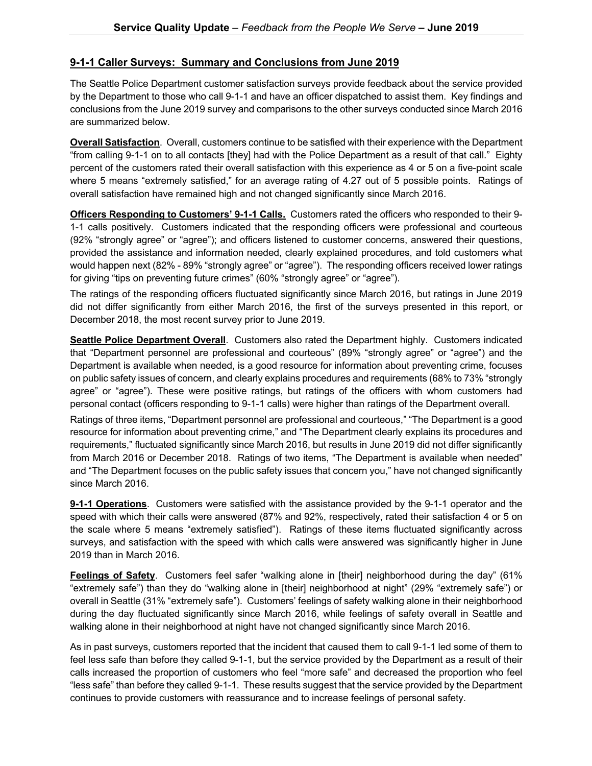## 9-1-1 Caller Surveys: Summary and Conclusions from June 2019

The Seattle Police Department customer satisfaction surveys provide feedback about the service provided by the Department to those who call 9-1-1 and have an officer dispatched to assist them. Key findings and conclusions from the June 2019 survey and comparisons to the other surveys conducted since March 2016 are summarized below.

**Overall Satisfaction**. Overall, customers continue to be satisfied with their experience with the Department "from calling 9-1-1 on to all contacts [they] had with the Police Department as a result of that call." Eighty percent of the customers rated their overall satisfaction with this experience as 4 or 5 on a five-point scale where 5 means "extremely satisfied," for an average rating of 4.27 out of 5 possible points. Ratings of overall satisfaction have remained high and not changed significantly since March 2016.

**Officers Responding to Customers' 9-1-1 Calls.** Customers rated the officers who responded to their 9-1-1 calls positively. Customers indicated that the responding officers were professional and courteous (92% "strongly agree" or "agree"); and officers listened to customer concerns, answered their questions, provided the assistance and information needed, clearly explained procedures, and told customers what would happen next (82% - 89% "strongly agree" or "agree"). The responding officers received lower ratings for giving "tips on preventing future crimes" (60% "strongly agree" or "agree").

The ratings of the responding officers fluctuated significantly since March 2016, but ratings in June 2019 did not differ significantly from either March 2016, the first of the surveys presented in this report, or December 2018, the most recent survey prior to June 2019.

**Seattle Police Department Overall**. Customers also rated the Department highly. Customers indicated that "Department personnel are professional and courteous" (89% "strongly agree" or "agree") and the Department is available when needed, is a good resource for information about preventing crime, focuses on public safety issues of concern, and clearly explains procedures and requirements (68% to 73% "strongly agree" or "agree"). These were positive ratings, but ratings of the officers with whom customers had personal contact (officers responding to 9-1-1 calls) were higher than ratings of the Department overall.

Ratings of three items, "Department personnel are professional and courteous," "The Department is a good resource for information about preventing crime," and "The Department clearly explains its procedures and requirements," fluctuated significantly since March 2016, but results in June 2019 did not differ significantly from March 2016 or December 2018. Ratings of two items, "The Department is available when needed" and "The Department focuses on the public safety issues that concern you," have not changed significantly since March 2016.

**9-1-1 Operations**. Customers were satisfied with the assistance provided by the 9-1-1 operator and the speed with which their calls were answered (87% and 92%, respectively, rated their satisfaction 4 or 5 on the scale where 5 means "extremely satisfied"). Ratings of these items fluctuated significantly across surveys, and satisfaction with the speed with which calls were answered was significantly higher in June 2019 than in March 2016.

**Feelings of Safety**. Customers feel safer "walking alone in [their] neighborhood during the day" (61% "extremely safe") than they do "walking alone in [their] neighborhood at night" (29% "extremely safe") or overall in Seattle (31% "extremely safe"). Customers' feelings of safety walking alone in their neighborhood during the day fluctuated significantly since March 2016, while feelings of safety overall in Seattle and walking alone in their neighborhood at night have not changed significantly since March 2016.

As in past surveys, customers reported that the incident that caused them to call 9-1-1 led some of them to feel less safe than before they called 9-1-1, but the service provided by the Department as a result of their calls increased the proportion of customers who feel "more safe" and decreased the proportion who feel "less safe" than before they called 9-1-1. These results suggest that the service provided by the Department continues to provide customers with reassurance and to increase feelings of personal safety.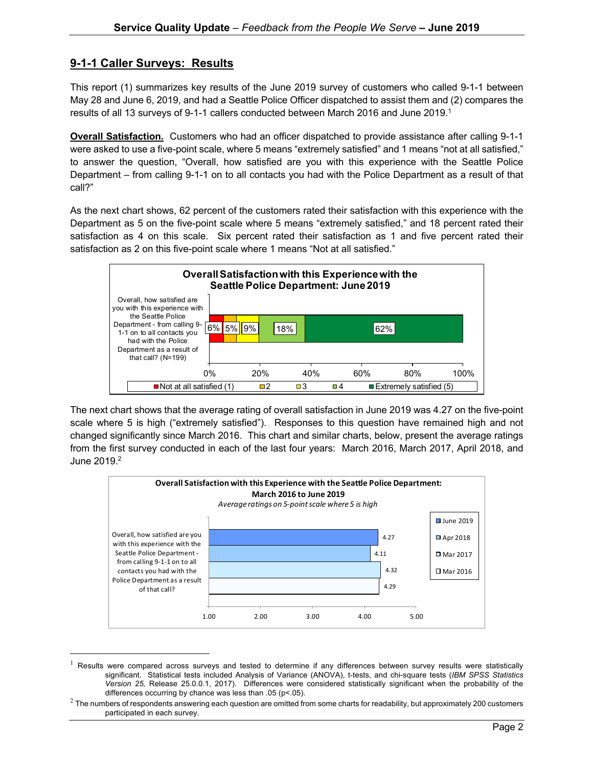## 9-1-1 Caller Surveys: Results

This report (1) summarizes key results of the June 2019 survey of customers who called 9-1-1 between May 28 and June 6, 2019, and had a Seattle Police Officer dispatched to assist them and (2) compares the results of all 13 surveys of 9-1-1 callers conducted between March 2016 and June 2019.[1]

**Overall Satisfaction.** Customers who had an officer dispatched to provide assistance after calling 9-1-1 were asked to use a five-point scale, where 5 means "extremely satisfied" and 1 means "not at all satisfied," to answer the question, "Overall, how satisfied are you with this experience with the Seattle Police Department – from calling 9-1-1 on to all contacts you had with the Police Department as a result of that call?"

As the next chart shows, 62 percent of the customers rated their satisfaction with this experience with the Department as 5 on the five-point scale where 5 means "extremely satisfied," and 18 percent rated their satisfaction as 4 on this scale. Six percent rated their satisfaction as 1 and five percent rated their satisfaction as 2 on this five-point scale where 1 means "Not at all satisfied."

**Overall Satisfaction with this Experience with the Seattle Police Department: June 2019**

| | Not at all satisfied (1) | 2 | 3 | 4 | Extremely satisfied (5) |
|---|---|---|---|---|---|
| Overall, how satisfied are you with this experience with the Seattle Police Department - from calling 9-1-1 on to all contacts you had with the Police Department as a result of that call? (N=199) | 6% | 5% | 9% | 18% | 62% |

The next chart shows that the average rating of overall satisfaction in June 2019 was 4.27 on the five-point scale where 5 is high ("extremely satisfied"). Responses to this question have remained high and not changed significantly since March 2016. This chart and similar charts, below, present the average ratings from the first survey conducted in each of the last four years: March 2016, March 2017, April 2018, and June 2019.[2]

**Overall Satisfaction with this Experience with the Seattle Police Department: March 2016 to June 2019**

*Average ratings on 5-point scale where 5 is high*

| | June 2019 | Apr 2018 | Mar 2017 | Mar 2016 |
|---|---|---|---|---|
| Overall, how satisfied are you with this experience with the Seattle Police Department - from calling 9-1-1 on to all contacts you had with the Police Department as a result of that call? | 4.27 | 4.11 | 4.32 | 4.29 |

[1] Results were compared across surveys and tested to determine if any differences between survey results were statistically significant. Statistical tests included Analysis of Variance (ANOVA), t-tests, and chi-square tests (*IBM SPSS Statistics Version 25,* Release 25.0.0.1, 2017). Differences were considered statistically significant when the probability of the differences occurring by chance was less than .05 ($p<.05$).

[2] The numbers of respondents answering each question are omitted from some charts for readability, but approximately 200 customers participated in each survey.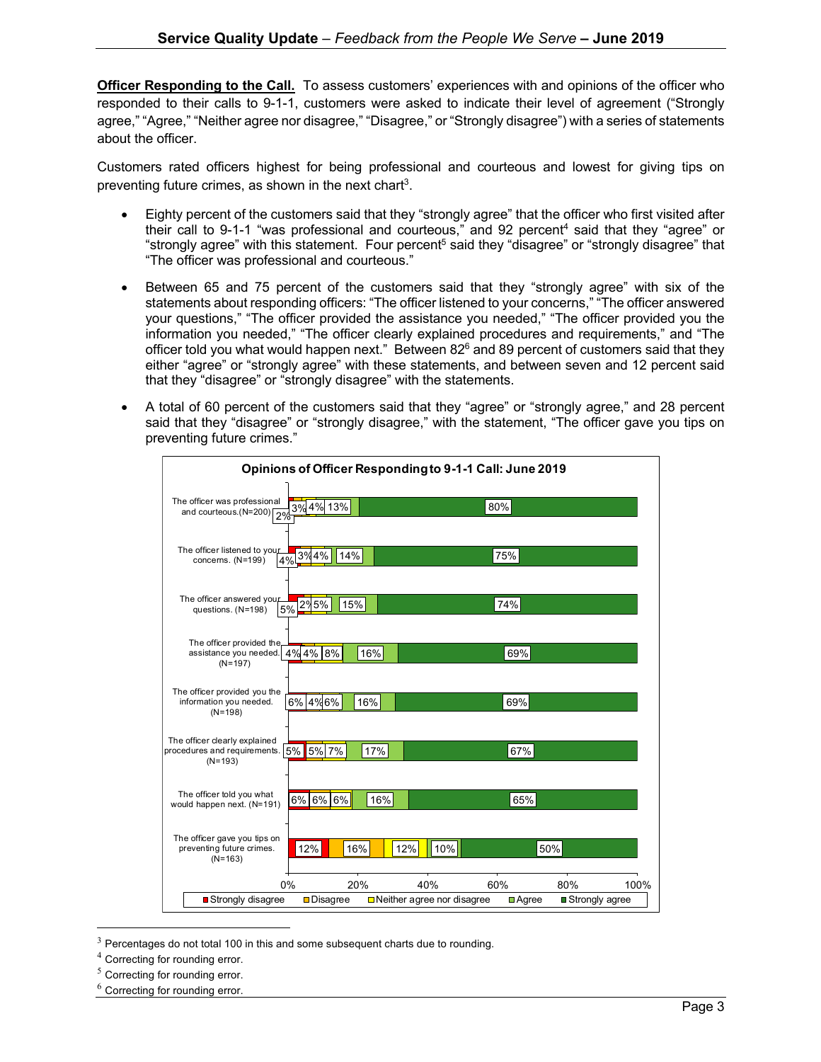**Officer Responding to the Call.** To assess customers' experiences with and opinions of the officer who responded to their calls to 9-1-1, customers were asked to indicate their level of agreement ("Strongly agree," "Agree," "Neither agree nor disagree," "Disagree," or "Strongly disagree") with a series of statements about the officer.

Customers rated officers highest for being professional and courteous and lowest for giving tips on preventing future crimes, as shown in the next chart[3].

- Eighty percent of the customers said that they "strongly agree" that the officer who first visited after their call to 9-1-1 "was professional and courteous," and 92 percent[4] said that they "agree" or "strongly agree" with this statement. Four percent[5] said they "disagree" or "strongly disagree" that "The officer was professional and courteous."
- Between 65 and 75 percent of the customers said that they "strongly agree" with six of the statements about responding officers: "The officer listened to your concerns," "The officer answered your questions," "The officer provided the assistance you needed," "The officer provided you the information you needed," "The officer clearly explained procedures and requirements," and "The officer told you what would happen next." Between 82[6] and 89 percent of customers said that they either "agree" or "strongly agree" with these statements, and between seven and 12 percent said that they "disagree" or "strongly disagree" with the statements.
- A total of 60 percent of the customers said that they "agree" or "strongly agree," and 28 percent said that they "disagree" or "strongly disagree," with the statement, "The officer gave you tips on preventing future crimes."

**Opinions of Officer Responding to 9-1-1 Call: June 2019**

| Statement | Strongly disagree | Disagree | Neither agree nor disagree | Agree | Strongly agree |
|---|---|---|---|---|---|
| The officer was professional and courteous. (N=200) | 2% | 3% | 4% | 13% | 80% |
| The officer listened to your concerns. (N=199) | 4% | 3% | 4% | 14% | 75% |
| The officer answered your questions. (N=198) | 5% | 2% | 5% | 15% | 74% |
| The officer provided the assistance you needed. (N=197) | 4% | 4% | 8% | 16% | 69% |
| The officer provided you the information you needed. (N=198) | 6% | 4% | 6% | 16% | 69% |
| The officer clearly explained procedures and requirements. (N=193) | 5% | 5% | 7% | 17% | 67% |
| The officer told you what would happen next. (N=191) | 6% | 6% | 6% | 16% | 65% |
| The officer gave you tips on preventing future crimes. (N=163) | 12% | 16% | 12% | 10% | 50% |

---

[3] Percentages do not total 100 in this and some subsequent charts due to rounding.

[4] Correcting for rounding error.

[5] Correcting for rounding error.

[6] Correcting for rounding error.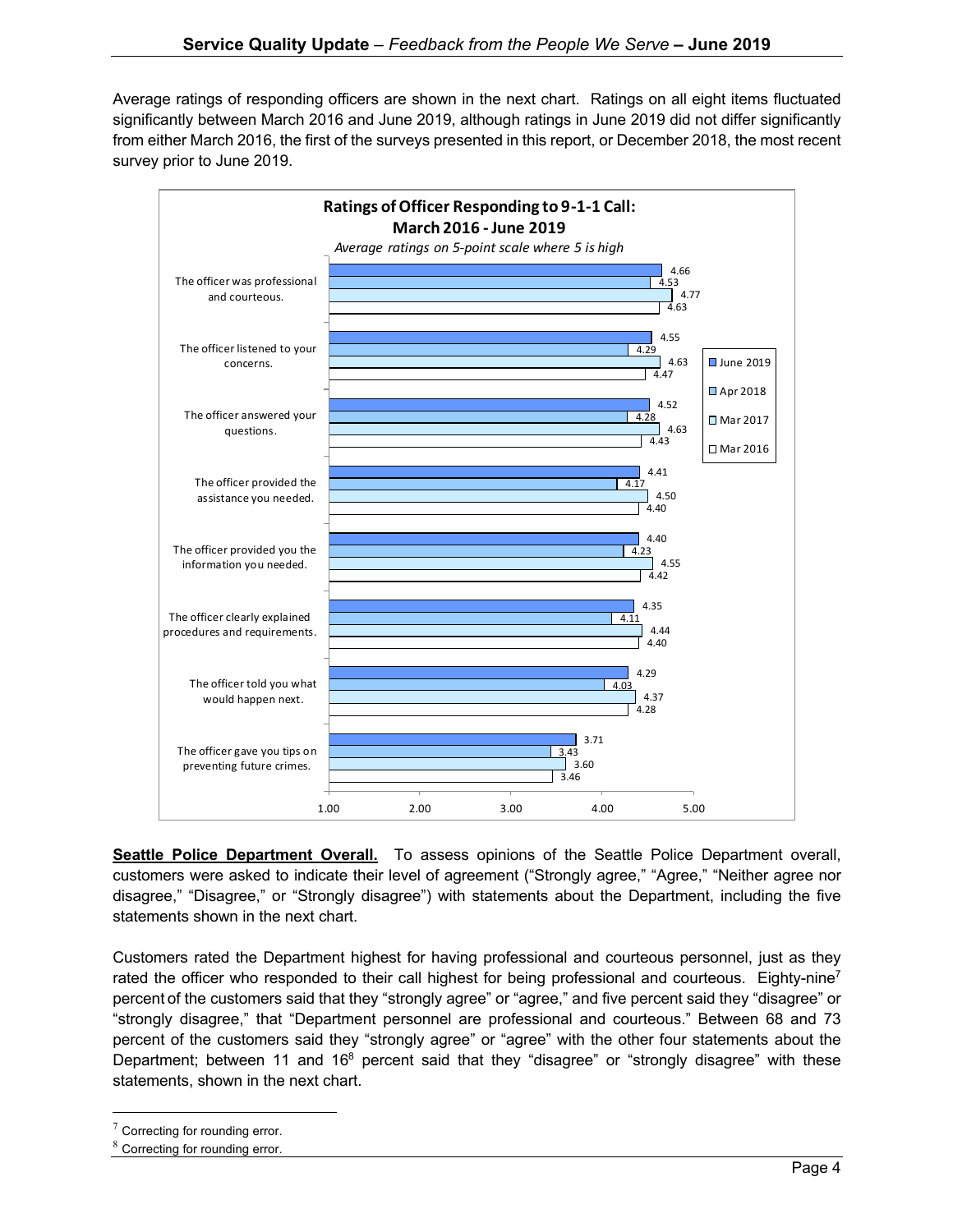Average ratings of responding officers are shown in the next chart. Ratings on all eight items fluctuated significantly between March 2016 and June 2019, although ratings in June 2019 did not differ significantly from either March 2016, the first of the surveys presented in this report, or December 2018, the most recent survey prior to June 2019.

**Ratings of Officer Responding to 9-1-1 Call: March 2016 - June 2019**

*Average ratings on 5-point scale where 5 is high*

| | June 2019 | Apr 2018 | Mar 2017 | Mar 2016 |
|---|---|---|---|---|
| The officer was professional and courteous. | 4.66 | 4.53 | 4.77 | 4.63 |
| The officer listened to your concerns. | 4.55 | 4.29 | 4.63 | 4.47 |
| The officer answered your questions. | 4.52 | 4.28 | 4.63 | 4.43 |
| The officer provided the assistance you needed. | 4.41 | 4.17 | 4.50 | 4.40 |
| The officer provided you the information you needed. | 4.40 | 4.23 | 4.55 | 4.42 |
| The officer clearly explained procedures and requirements. | 4.35 | 4.11 | 4.44 | 4.40 |
| The officer told you what would happen next. | 4.29 | 4.03 | 4.37 | 4.28 |
| The officer gave you tips on preventing future crimes. | 3.71 | 3.43 | 3.60 | 3.46 |

**Seattle Police Department Overall.** To assess opinions of the Seattle Police Department overall, customers were asked to indicate their level of agreement ("Strongly agree," "Agree," "Neither agree nor disagree," "Disagree," or "Strongly disagree") with statements about the Department, including the five statements shown in the next chart.

Customers rated the Department highest for having professional and courteous personnel, just as they rated the officer who responded to their call highest for being professional and courteous. Eighty-nine[7] percent of the customers said that they "strongly agree" or "agree," and five percent said they "disagree" or "strongly disagree," that "Department personnel are professional and courteous." Between 68 and 73 percent of the customers said they "strongly agree" or "agree" with the other four statements about the Department; between 11 and 16[8] percent said that they "disagree" or "strongly disagree" with these statements, shown in the next chart.

[7] Correcting for rounding error.

[8] Correcting for rounding error.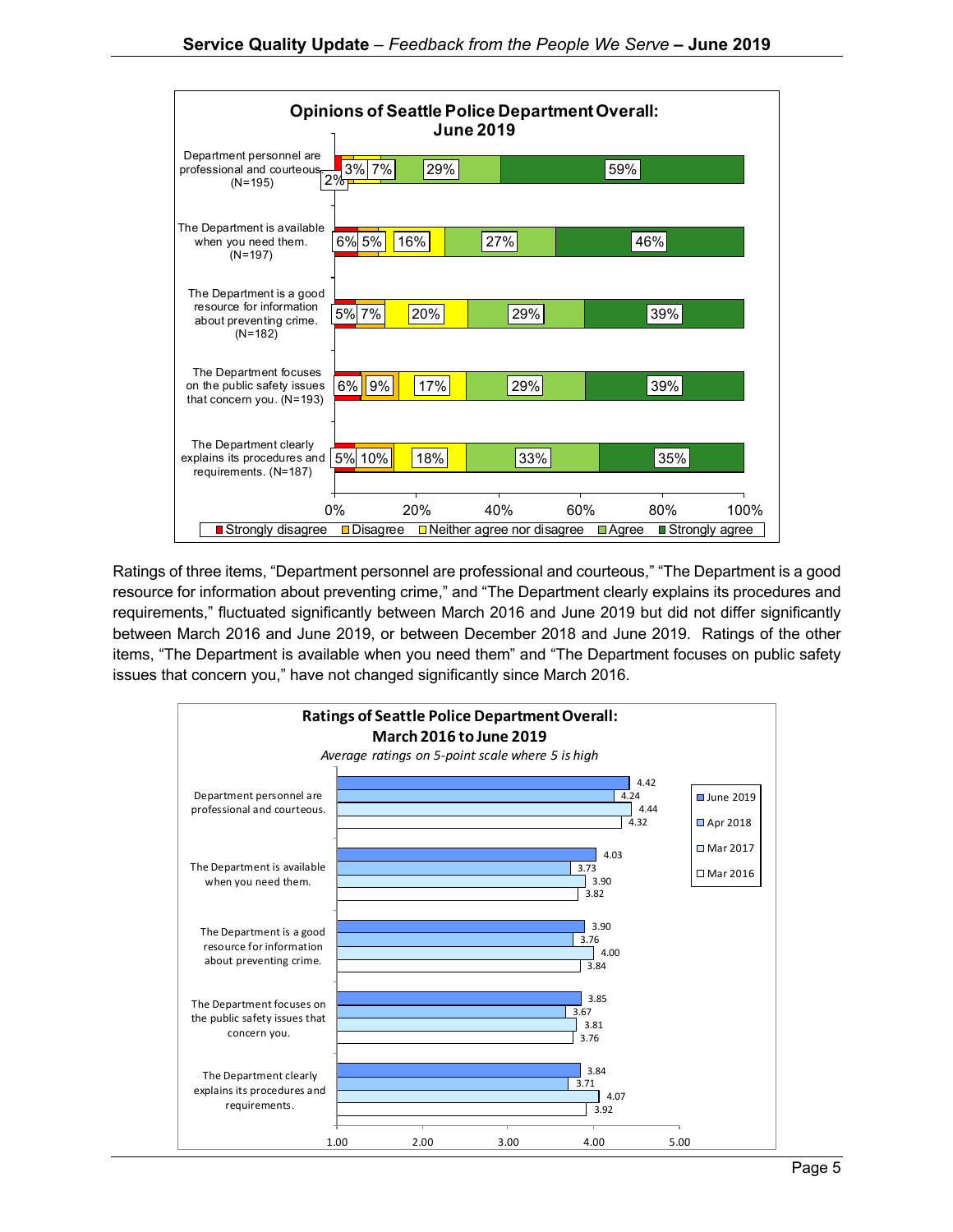**Opinions of Seattle Police Department Overall: June 2019**

| Item | Strongly disagree | Disagree | Neither agree nor disagree | Agree | Strongly agree |
|---|---|---|---|---|---|
| Department personnel are professional and courteous. (N=195) | 2% | 3% | 7% | 29% | 59% |
| The Department is available when you need them. (N=197) | 6% | 5% | 16% | 27% | 46% |
| The Department is a good resource for information about preventing crime. (N=182) | 5% | 7% | 20% | 29% | 39% |
| The Department focuses on the public safety issues that concern you. (N=193) | 6% | 9% | 17% | 29% | 39% |
| The Department clearly explains its procedures and requirements. (N=187) | 5% | 10% | 18% | 33% | 35% |

Ratings of three items, "Department personnel are professional and courteous," "The Department is a good resource for information about preventing crime," and "The Department clearly explains its procedures and requirements," fluctuated significantly between March 2016 and June 2019 but did not differ significantly between March 2016 and June 2019, or between December 2018 and June 2019. Ratings of the other items, "The Department is available when you need them" and "The Department focuses on public safety issues that concern you," have not changed significantly since March 2016.

**Ratings of Seattle Police Department Overall: March 2016 to June 2019**

*Average ratings on 5-point scale where 5 is high*

| Item | June 2019 | Apr 2018 | Mar 2017 | Mar 2016 |
|---|---|---|---|---|
| Department personnel are professional and courteous. | 4.42 | 4.24 | 4.44 | 4.32 |
| The Department is available when you need them. | 4.03 | 3.73 | 3.90 | 3.82 |
| The Department is a good resource for information about preventing crime. | 3.90 | 3.76 | 4.00 | 3.84 |
| The Department focuses on the public safety issues that concern you. | 3.85 | 3.67 | 3.81 | 3.76 |
| The Department clearly explains its procedures and requirements. | 3.84 | 3.71 | 4.07 | 3.92 |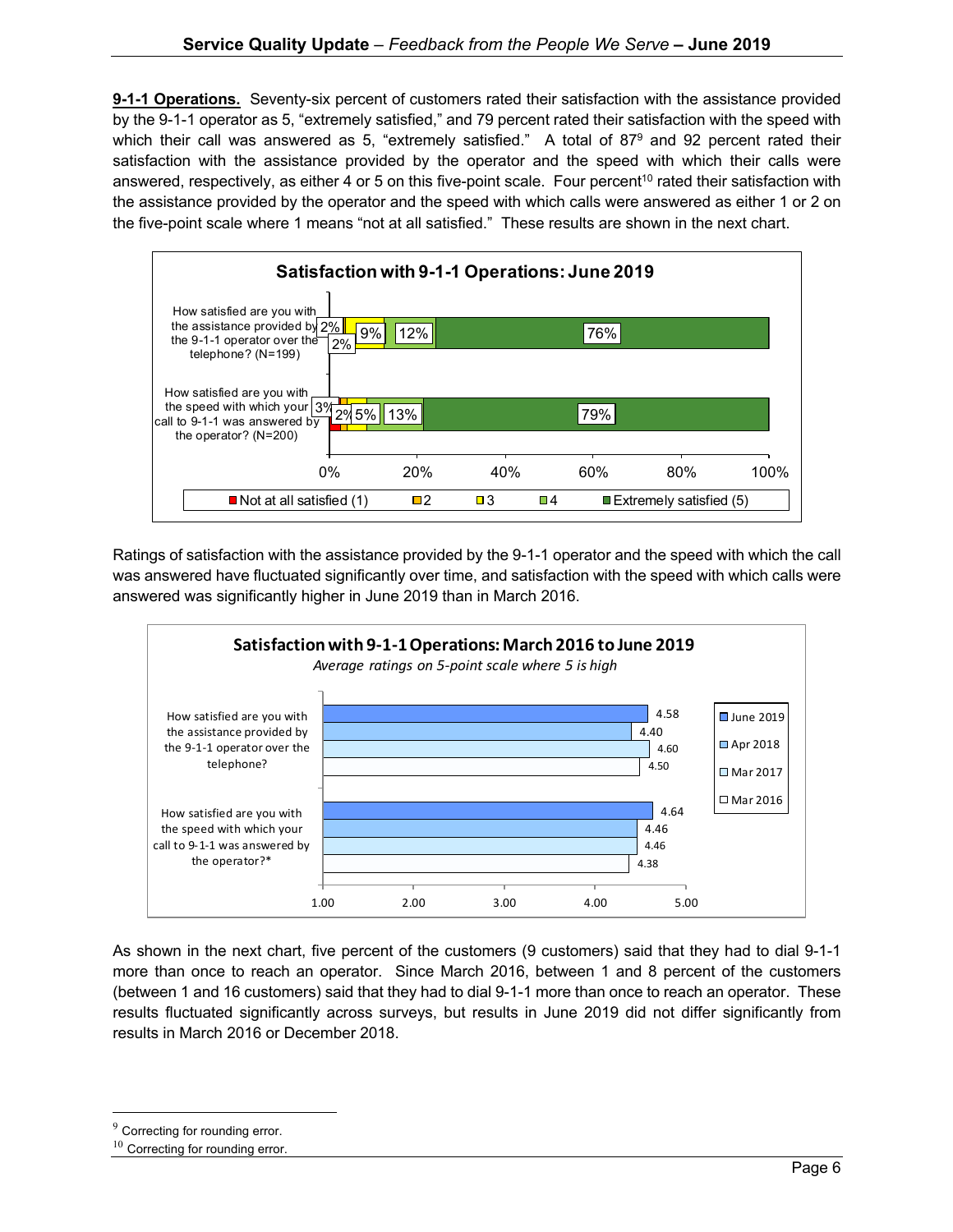**9-1-1 Operations.** Seventy-six percent of customers rated their satisfaction with the assistance provided by the 9-1-1 operator as 5, "extremely satisfied," and 79 percent rated their satisfaction with the speed with which their call was answered as 5, "extremely satisfied." A total of 87[9] and 92 percent rated their satisfaction with the assistance provided by the operator and the speed with which their calls were answered, respectively, as either 4 or 5 on this five-point scale. Four percent[10] rated their satisfaction with the assistance provided by the operator and the speed with which calls were answered as either 1 or 2 on the five-point scale where 1 means "not at all satisfied." These results are shown in the next chart.

**Satisfaction with 9-1-1 Operations: June 2019**

| | Not at all satisfied (1) | 2 | 3 | 4 | Extremely satisfied (5) |
|---|---|---|---|---|---|
| How satisfied are you with the assistance provided by the 9-1-1 operator over the telephone? (N=199) | 2% | 2% | 9% | 12% | 76% |
| How satisfied are you with the speed with which your call to 9-1-1 was answered by the operator? (N=200) | 3% | 2% | 5% | 13% | 79% |

Ratings of satisfaction with the assistance provided by the 9-1-1 operator and the speed with which the call was answered have fluctuated significantly over time, and satisfaction with the speed with which calls were answered was significantly higher in June 2019 than in March 2016.

**Satisfaction with 9-1-1 Operations: March 2016 to June 2019**

*Average ratings on 5-point scale where 5 is high*

| | June 2019 | Apr 2018 | Mar 2017 | Mar 2016 |
|---|---|---|---|---|
| How satisfied are you with the assistance provided by the 9-1-1 operator over the telephone? | 4.58 | 4.40 | 4.60 | 4.50 |
| How satisfied are you with the speed with which your call to 9-1-1 was answered by the operator?* | 4.64 | 4.46 | 4.46 | 4.38 |

As shown in the next chart, five percent of the customers (9 customers) said that they had to dial 9-1-1 more than once to reach an operator. Since March 2016, between 1 and 8 percent of the customers (between 1 and 16 customers) said that they had to dial 9-1-1 more than once to reach an operator. These results fluctuated significantly across surveys, but results in June 2019 did not differ significantly from results in March 2016 or December 2018.

---

[9] Correcting for rounding error.

[10] Correcting for rounding error.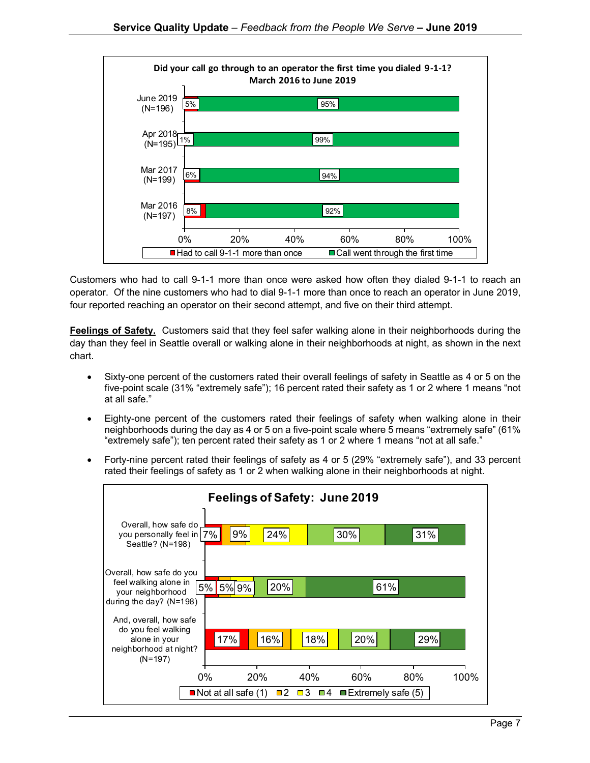**Did your call go through to an operator the first time you dialed 9-1-1? March 2016 to June 2019**

| | Had to call 9-1-1 more than once | Call went through the first time |
|---|---|---|
| June 2019 (N=196) | 5% | 95% |
| Apr 2018 (N=195) | 1% | 99% |
| Mar 2017 (N=199) | 6% | 94% |
| Mar 2016 (N=197) | 8% | 92% |

Customers who had to call 9-1-1 more than once were asked how often they dialed 9-1-1 to reach an operator. Of the nine customers who had to dial 9-1-1 more than once to reach an operator in June 2019, four reported reaching an operator on their second attempt, and five on their third attempt.

**Feelings of Safety.** Customers said that they feel safer walking alone in their neighborhoods during the day than they feel in Seattle overall or walking alone in their neighborhoods at night, as shown in the next chart.

- Sixty-one percent of the customers rated their overall feelings of safety in Seattle as 4 or 5 on the five-point scale (31% "extremely safe"); 16 percent rated their safety as 1 or 2 where 1 means "not at all safe."
- Eighty-one percent of the customers rated their feelings of safety when walking alone in their neighborhoods during the day as 4 or 5 on a five-point scale where 5 means "extremely safe" (61% "extremely safe"); ten percent rated their safety as 1 or 2 where 1 means "not at all safe."
- Forty-nine percent rated their feelings of safety as 4 or 5 (29% "extremely safe"), and 33 percent rated their feelings of safety as 1 or 2 when walking alone in their neighborhoods at night.

**Feelings of Safety: June 2019**

| | Not at all safe (1) | 2 | 3 | 4 | Extremely safe (5) |
|---|---|---|---|---|---|
| Overall, how safe do you personally feel in Seattle? (N=198) | 7% | 9% | 24% | 30% | 31% |
| Overall, how safe do you feel walking alone in your neighborhood during the day? (N=198) | 5% | 5% | 9% | 20% | 61% |
| And, overall, how safe do you feel walking alone in your neighborhood at night? (N=197) | 17% | 16% | 18% | 20% | 29% |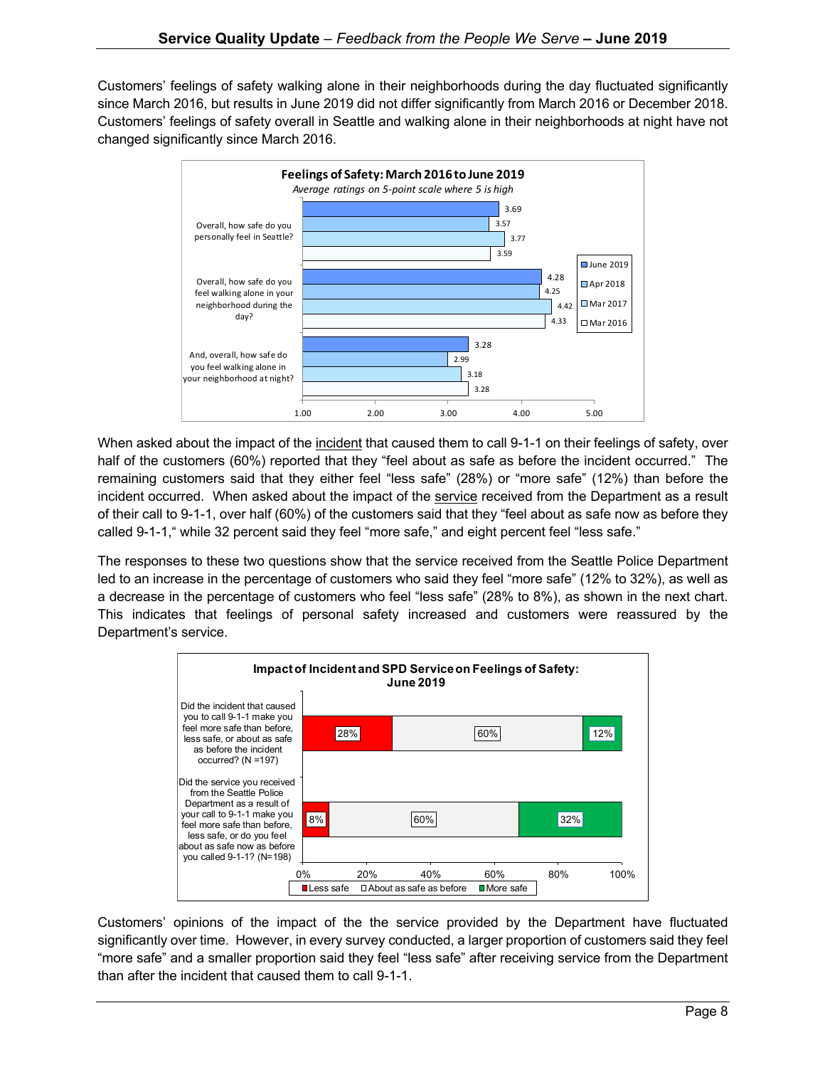Customers' feelings of safety walking alone in their neighborhoods during the day fluctuated significantly since March 2016, but results in June 2019 did not differ significantly from March 2016 or December 2018. Customers' feelings of safety overall in Seattle and walking alone in their neighborhoods at night have not changed significantly since March 2016.

**Feelings of Safety: March 2016 to June 2019**

*Average ratings on 5-point scale where 5 is high*

| | June 2019 | Apr 2018 | Mar 2017 | Mar 2016 |
|---|---|---|---|---|
| Overall, how safe do you personally feel in Seattle? | 3.69 | 3.57 | 3.77 | 3.59 |
| Overall, how safe do you feel walking alone in your neighborhood during the day? | 4.28 | 4.25 | 4.42 | 4.33 |
| And, overall, how safe do you feel walking alone in your neighborhood at night? | 3.28 | 2.99 | 3.18 | 3.28 |

When asked about the impact of the incident that caused them to call 9-1-1 on their feelings of safety, over half of the customers (60%) reported that they "feel about as safe as before the incident occurred." The remaining customers said that they either feel "less safe" (28%) or "more safe" (12%) than before the incident occurred. When asked about the impact of the service received from the Department as a result of their call to 9-1-1, over half (60%) of the customers said that they "feel about as safe now as before they called 9-1-1," while 32 percent said they feel "more safe," and eight percent feel "less safe."

The responses to these two questions show that the service received from the Seattle Police Department led to an increase in the percentage of customers who said they feel "more safe" (12% to 32%), as well as a decrease in the percentage of customers who feel "less safe" (28% to 8%), as shown in the next chart. This indicates that feelings of personal safety increased and customers were reassured by the Department's service.

**Impact of Incident and SPD Service on Feelings of Safety: June 2019**

| | Less safe | About as safe as before | More safe |
|---|---|---|---|
| Did the incident that caused you to call 9-1-1 make you feel more safe than before, less safe, or about as safe as before the incident occurred? (N =197) | 28% | 60% | 12% |
| Did the service you received from the Seattle Police Department as a result of your call to 9-1-1 make you feel more safe than before, less safe, or do you feel about as safe now as before you called 9-1-1? (N=198) | 8% | 60% | 32% |

Customers' opinions of the impact of the the service provided by the Department have fluctuated significantly over time. However, in every survey conducted, a larger proportion of customers said they feel "more safe" and a smaller proportion said they feel "less safe" after receiving service from the Department than after the incident that caused them to call 9-1-1.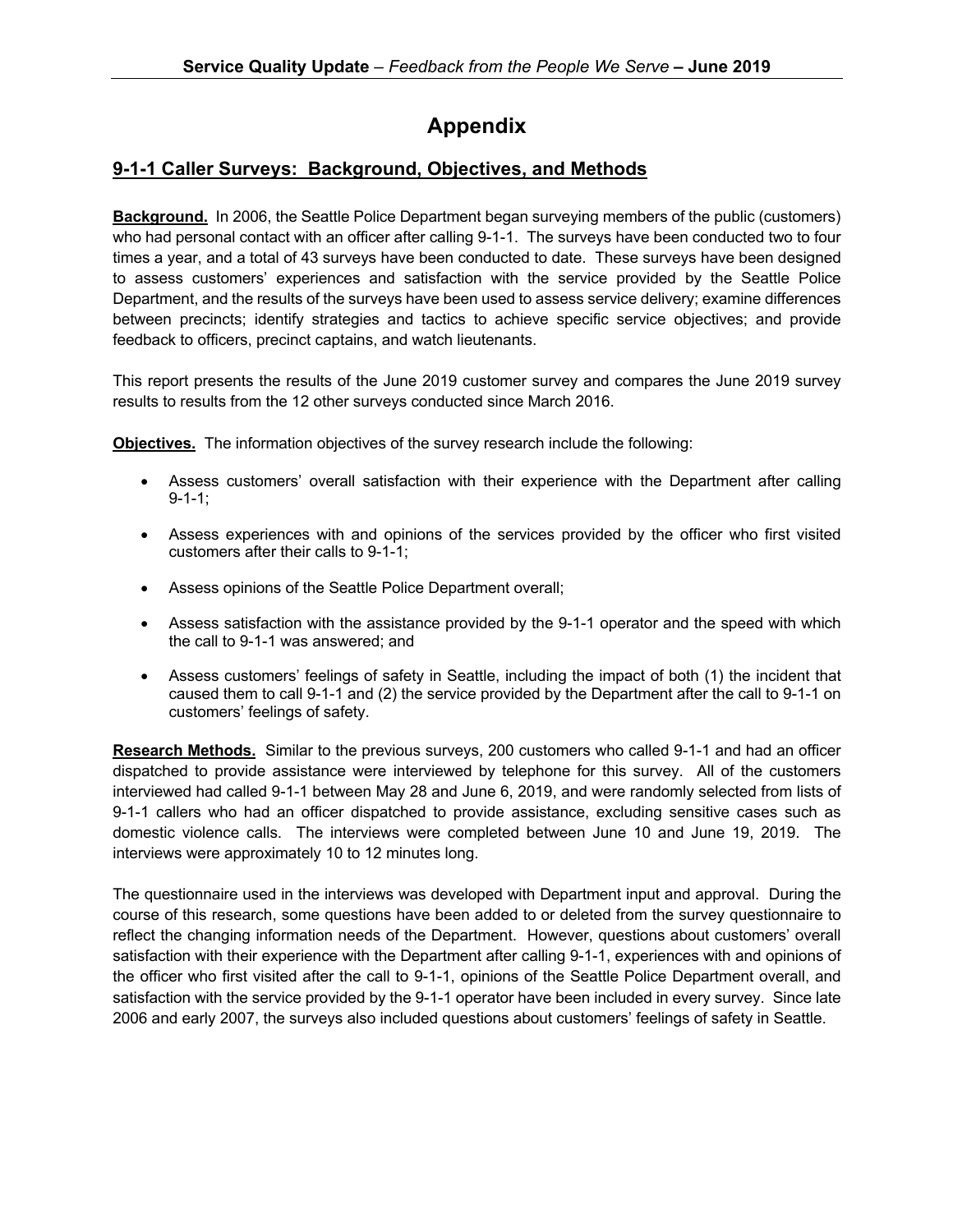# Appendix

## 9-1-1 Caller Surveys: Background, Objectives, and Methods

**Background.** In 2006, the Seattle Police Department began surveying members of the public (customers) who had personal contact with an officer after calling 9-1-1. The surveys have been conducted two to four times a year, and a total of 43 surveys have been conducted to date. These surveys have been designed to assess customers' experiences and satisfaction with the service provided by the Seattle Police Department, and the results of the surveys have been used to assess service delivery; examine differences between precincts; identify strategies and tactics to achieve specific service objectives; and provide feedback to officers, precinct captains, and watch lieutenants.

This report presents the results of the June 2019 customer survey and compares the June 2019 survey results to results from the 12 other surveys conducted since March 2016.

**Objectives.** The information objectives of the survey research include the following:

- Assess customers' overall satisfaction with their experience with the Department after calling 9-1-1;
- Assess experiences with and opinions of the services provided by the officer who first visited customers after their calls to 9-1-1;
- Assess opinions of the Seattle Police Department overall;
- Assess satisfaction with the assistance provided by the 9-1-1 operator and the speed with which the call to 9-1-1 was answered; and
- Assess customers' feelings of safety in Seattle, including the impact of both (1) the incident that caused them to call 9-1-1 and (2) the service provided by the Department after the call to 9-1-1 on customers' feelings of safety.

**Research Methods.** Similar to the previous surveys, 200 customers who called 9-1-1 and had an officer dispatched to provide assistance were interviewed by telephone for this survey. All of the customers interviewed had called 9-1-1 between May 28 and June 6, 2019, and were randomly selected from lists of 9-1-1 callers who had an officer dispatched to provide assistance, excluding sensitive cases such as domestic violence calls. The interviews were completed between June 10 and June 19, 2019. The interviews were approximately 10 to 12 minutes long.

The questionnaire used in the interviews was developed with Department input and approval. During the course of this research, some questions have been added to or deleted from the survey questionnaire to reflect the changing information needs of the Department. However, questions about customers' overall satisfaction with their experience with the Department after calling 9-1-1, experiences with and opinions of the officer who first visited after the call to 9-1-1, opinions of the Seattle Police Department overall, and satisfaction with the service provided by the 9-1-1 operator have been included in every survey. Since late 2006 and early 2007, the surveys also included questions about customers' feelings of safety in Seattle.